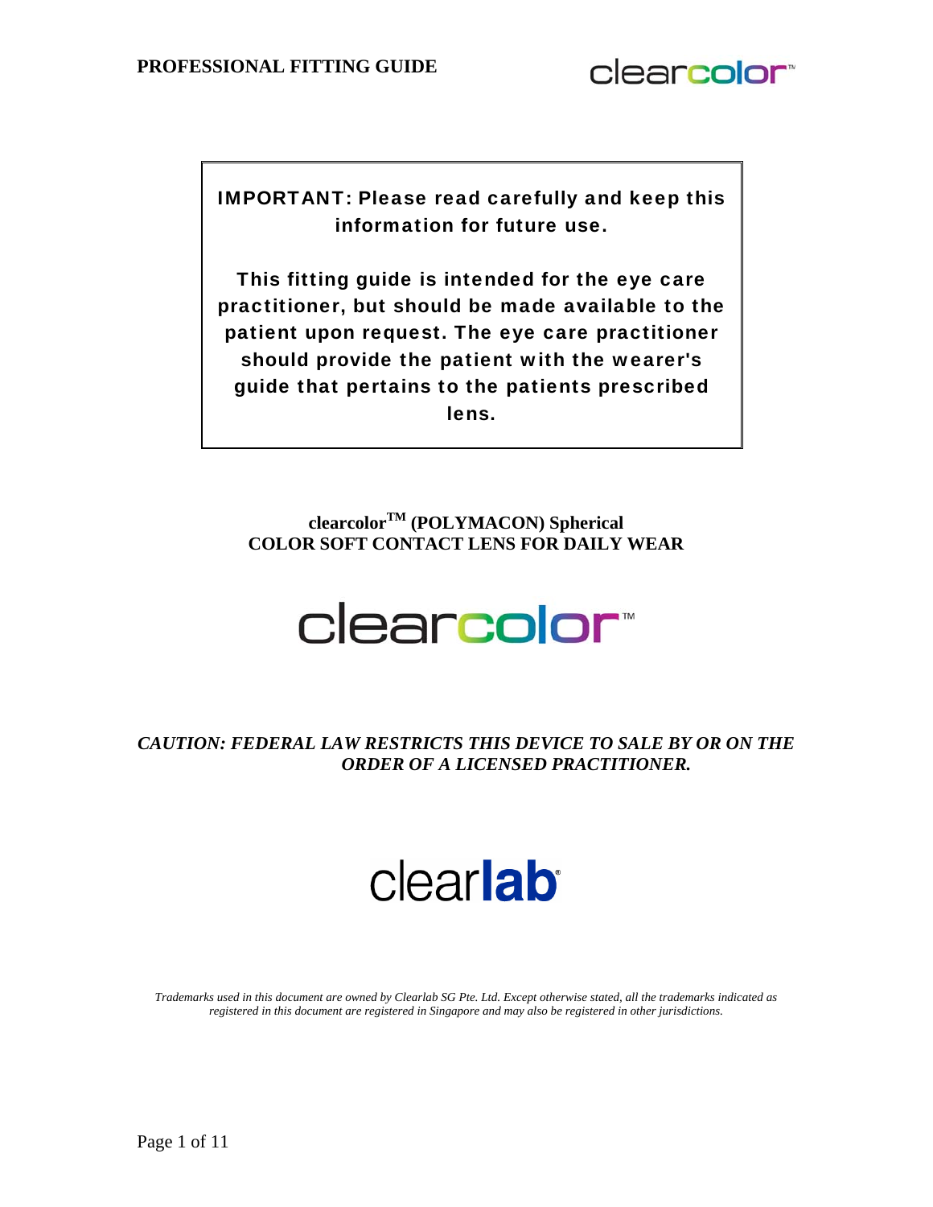**PROFESSIONAL FITTING GUIDE**

**IMPORTANT: Please read carefully and keep this information for future use.**

**This fitting guide is intended for the eye care practitioner, but should be made available to the patient upon request. The eye care practitioner should provide the patient with the wearer's guide that pertains to the patients prescribed lens.**

**clearcolor™ (POLYMACON) Spherical**
**COLOR SOFT CONTACT LENS FOR DAILY WEAR**

clearcolor™

***CAUTION: FEDERAL LAW RESTRICTS THIS DEVICE TO SALE BY OR ON THE ORDER OF A LICENSED PRACTITIONER.***

clear**lab**®

*Trademarks used in this document are owned by Clearlab SG Pte. Ltd. Except otherwise stated, all the trademarks indicated as registered in this document are registered in Singapore and may also be registered in other jurisdictions.*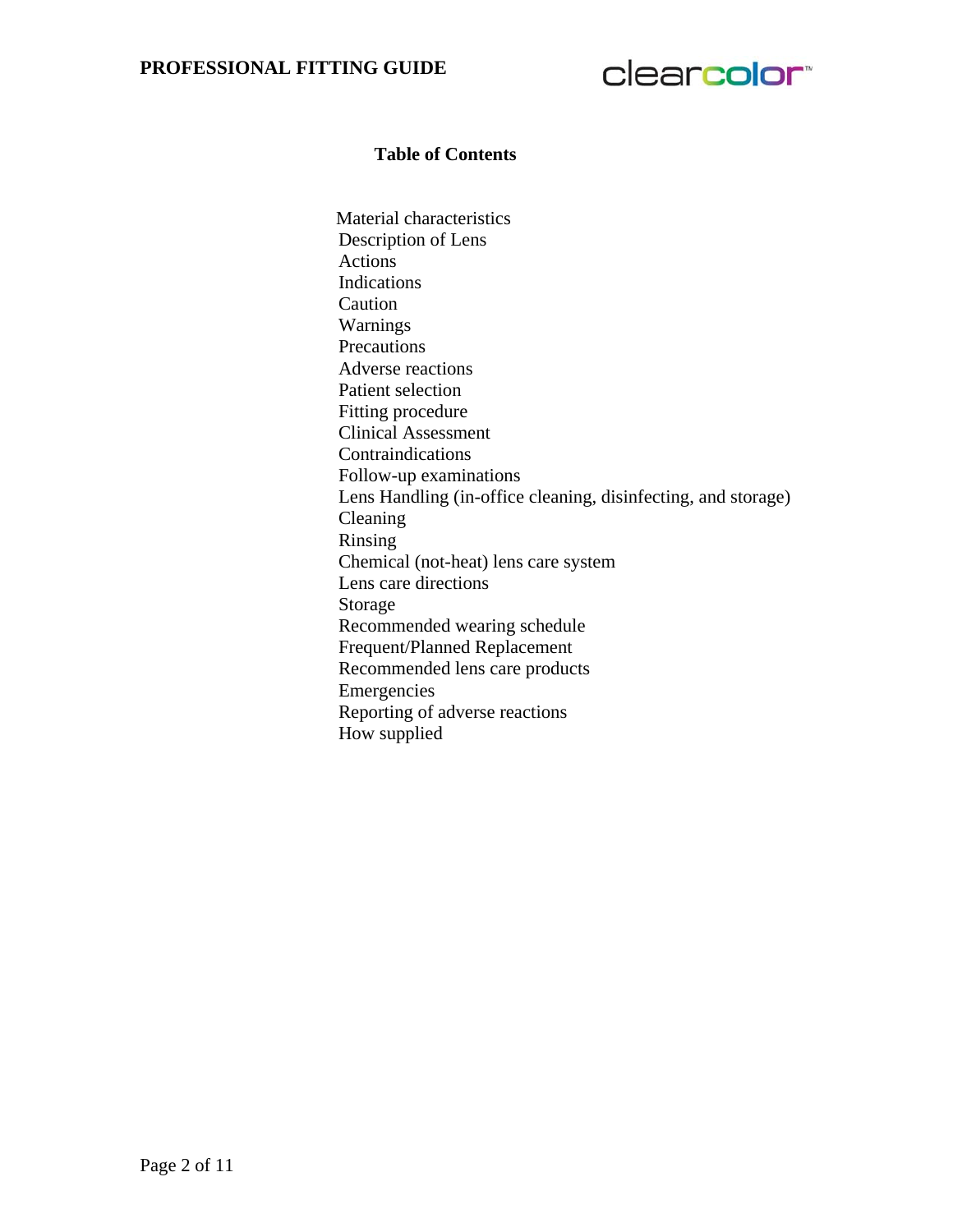## Table of Contents

- Material characteristics
- Description of Lens
- Actions
- Indications
- Caution
- Warnings
- Precautions
- Adverse reactions
- Patient selection
- Fitting procedure
- Clinical Assessment
- Contraindications
- Follow-up examinations
- Lens Handling (in-office cleaning, disinfecting, and storage)
- Cleaning
- Rinsing
- Chemical (not-heat) lens care system
- Lens care directions
- Storage
- Recommended wearing schedule
- Frequent/Planned Replacement
- Recommended lens care products
- Emergencies
- Reporting of adverse reactions
- How supplied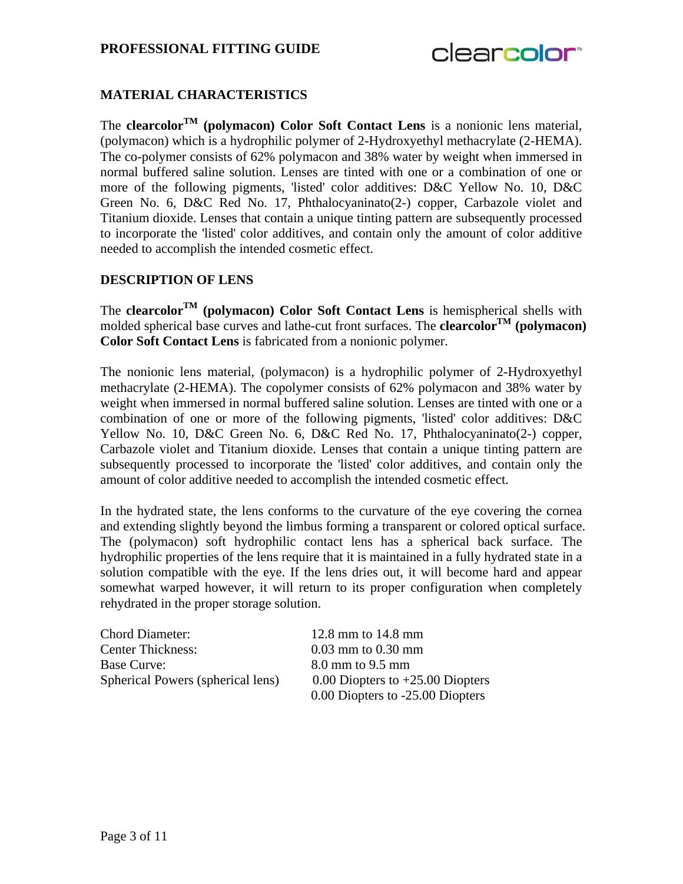## MATERIAL CHARACTERISTICS

The **clearcolor[TM] (polymacon) Color Soft Contact Lens** is a nonionic lens material, (polymacon) which is a hydrophilic polymer of 2-Hydroxyethyl methacrylate (2-HEMA). The co-polymer consists of 62% polymacon and 38% water by weight when immersed in normal buffered saline solution. Lenses are tinted with one or a combination of one or more of the following pigments, 'listed' color additives: D&C Yellow No. 10, D&C Green No. 6, D&C Red No. 17, Phthalocyaninato(2-) copper, Carbazole violet and Titanium dioxide. Lenses that contain a unique tinting pattern are subsequently processed to incorporate the 'listed' color additives, and contain only the amount of color additive needed to accomplish the intended cosmetic effect.

## DESCRIPTION OF LENS

The **clearcolor[TM] (polymacon) Color Soft Contact Lens** is hemispherical shells with molded spherical base curves and lathe-cut front surfaces. The **clearcolor[TM] (polymacon) Color Soft Contact Lens** is fabricated from a nonionic polymer.

The nonionic lens material, (polymacon) is a hydrophilic polymer of 2-Hydroxyethyl methacrylate (2-HEMA). The copolymer consists of 62% polymacon and 38% water by weight when immersed in normal buffered saline solution. Lenses are tinted with one or a combination of one or more of the following pigments, 'listed' color additives: D&C Yellow No. 10, D&C Green No. 6, D&C Red No. 17, Phthalocyaninato(2-) copper, Carbazole violet and Titanium dioxide. Lenses that contain a unique tinting pattern are subsequently processed to incorporate the 'listed' color additives, and contain only the amount of color additive needed to accomplish the intended cosmetic effect.

In the hydrated state, the lens conforms to the curvature of the eye covering the cornea and extending slightly beyond the limbus forming a transparent or colored optical surface. The (polymacon) soft hydrophilic contact lens has a spherical back surface. The hydrophilic properties of the lens require that it is maintained in a fully hydrated state in a solution compatible with the eye. If the lens dries out, it will become hard and appear somewhat warped however, it will return to its proper configuration when completely rehydrated in the proper storage solution.

| | |
|---|---|
| Chord Diameter: | 12.8 mm to 14.8 mm |
| Center Thickness: | 0.03 mm to 0.30 mm |
| Base Curve: | 8.0 mm to 9.5 mm |
| Spherical Powers (spherical lens) | 0.00 Diopters to +25.00 Diopters<br>0.00 Diopters to -25.00 Diopters |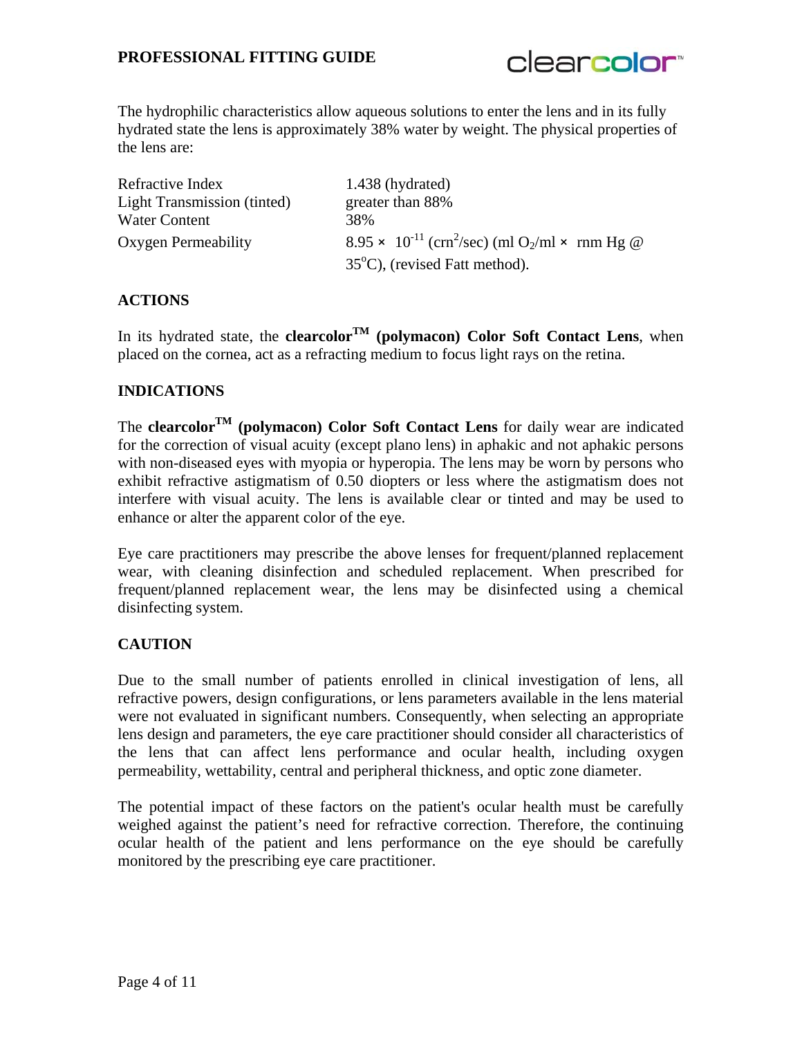The hydrophilic characteristics allow aqueous solutions to enter the lens and in its fully hydrated state the lens is approximately 38% water by weight. The physical properties of the lens are:

| | |
|---|---|
| Refractive Index | 1.438 (hydrated) |
| Light Transmission (tinted) | greater than 88% |
| Water Content | 38% |
| Oxygen Permeability | $8.95 \times 10^{-11}$ ($crn^2$/sec) (ml $O_2$/ml × rnm Hg @ 35°C), (revised Fatt method). |

## ACTIONS

In its hydrated state, the **clearcolor™ (polymacon) Color Soft Contact Lens**, when placed on the cornea, act as a refracting medium to focus light rays on the retina.

## INDICATIONS

The **clearcolor™ (polymacon) Color Soft Contact Lens** for daily wear are indicated for the correction of visual acuity (except plano lens) in aphakic and not aphakic persons with non-diseased eyes with myopia or hyperopia. The lens may be worn by persons who exhibit refractive astigmatism of 0.50 diopters or less where the astigmatism does not interfere with visual acuity. The lens is available clear or tinted and may be used to enhance or alter the apparent color of the eye.

Eye care practitioners may prescribe the above lenses for frequent/planned replacement wear, with cleaning disinfection and scheduled replacement. When prescribed for frequent/planned replacement wear, the lens may be disinfected using a chemical disinfecting system.

## CAUTION

Due to the small number of patients enrolled in clinical investigation of lens, all refractive powers, design configurations, or lens parameters available in the lens material were not evaluated in significant numbers. Consequently, when selecting an appropriate lens design and parameters, the eye care practitioner should consider all characteristics of the lens that can affect lens performance and ocular health, including oxygen permeability, wettability, central and peripheral thickness, and optic zone diameter.

The potential impact of these factors on the patient's ocular health must be carefully weighed against the patient's need for refractive correction. Therefore, the continuing ocular health of the patient and lens performance on the eye should be carefully monitored by the prescribing eye care practitioner.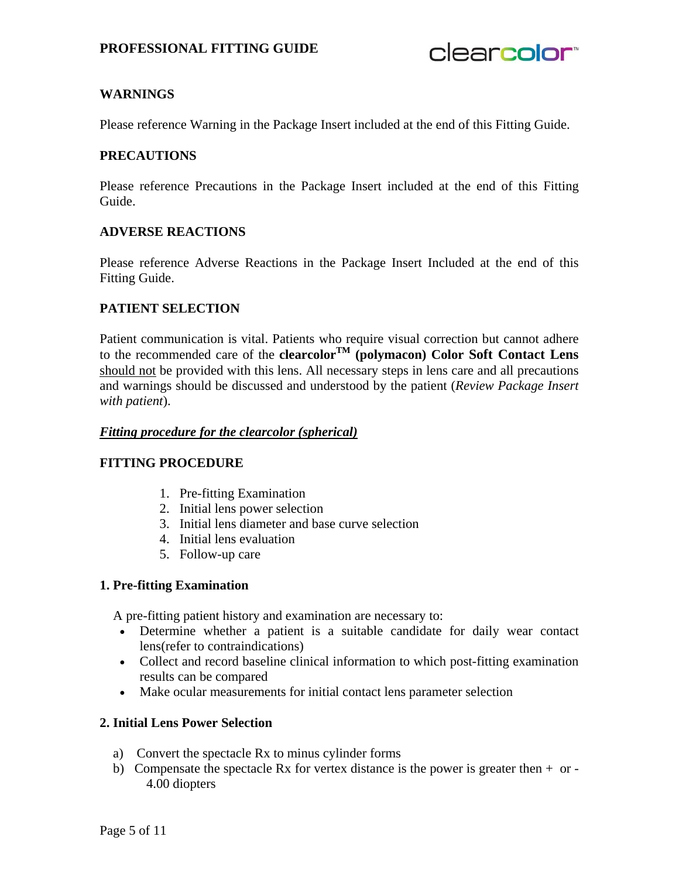## WARNINGS

Please reference Warning in the Package Insert included at the end of this Fitting Guide.

## PRECAUTIONS

Please reference Precautions in the Package Insert included at the end of this Fitting Guide.

## ADVERSE REACTIONS

Please reference Adverse Reactions in the Package Insert Included at the end of this Fitting Guide.

## PATIENT SELECTION

Patient communication is vital. Patients who require visual correction but cannot adhere to the recommended care of the **clearcolor™ (polymacon) Color Soft Contact Lens** should not be provided with this lens. All necessary steps in lens care and all precautions and warnings should be discussed and understood by the patient (*Review Package Insert with patient*).

***Fitting procedure for the clearcolor (spherical)***

## FITTING PROCEDURE

1. Pre-fitting Examination
2. Initial lens power selection
3. Initial lens diameter and base curve selection
4. Initial lens evaluation
5. Follow-up care

### 1. Pre-fitting Examination

A pre-fitting patient history and examination are necessary to:

- Determine whether a patient is a suitable candidate for daily wear contact lens(refer to contraindications)
- Collect and record baseline clinical information to which post-fitting examination results can be compared
- Make ocular measurements for initial contact lens parameter selection

### 2. Initial Lens Power Selection

a) Convert the spectacle Rx to minus cylinder forms
b) Compensate the spectacle Rx for vertex distance is the power is greater then + or - 4.00 diopters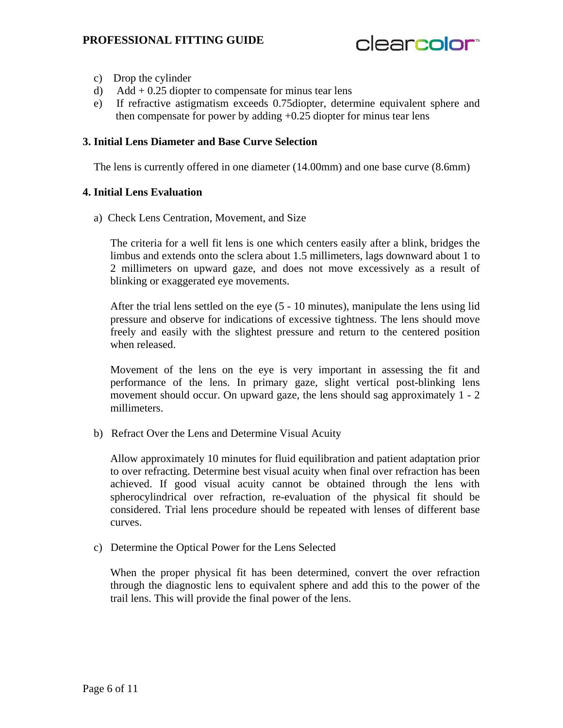c) Drop the cylinder
d) Add + 0.25 diopter to compensate for minus tear lens
e) If refractive astigmatism exceeds 0.75diopter, determine equivalent sphere and then compensate for power by adding +0.25 diopter for minus tear lens

**3. Initial Lens Diameter and Base Curve Selection**

The lens is currently offered in one diameter (14.00mm) and one base curve (8.6mm)

**4. Initial Lens Evaluation**

a) Check Lens Centration, Movement, and Size

The criteria for a well fit lens is one which centers easily after a blink, bridges the limbus and extends onto the sclera about 1.5 millimeters, lags downward about 1 to 2 millimeters on upward gaze, and does not move excessively as a result of blinking or exaggerated eye movements.

After the trial lens settled on the eye (5 - 10 minutes), manipulate the lens using lid pressure and observe for indications of excessive tightness. The lens should move freely and easily with the slightest pressure and return to the centered position when released.

Movement of the lens on the eye is very important in assessing the fit and performance of the lens. In primary gaze, slight vertical post-blinking lens movement should occur. On upward gaze, the lens should sag approximately 1 - 2 millimeters.

b) Refract Over the Lens and Determine Visual Acuity

Allow approximately 10 minutes for fluid equilibration and patient adaptation prior to over refracting. Determine best visual acuity when final over refraction has been achieved. If good visual acuity cannot be obtained through the lens with spherocylindrical over refraction, re-evaluation of the physical fit should be considered. Trial lens procedure should be repeated with lenses of different base curves.

c) Determine the Optical Power for the Lens Selected

When the proper physical fit has been determined, convert the over refraction through the diagnostic lens to equivalent sphere and add this to the power of the trail lens. This will provide the final power of the lens.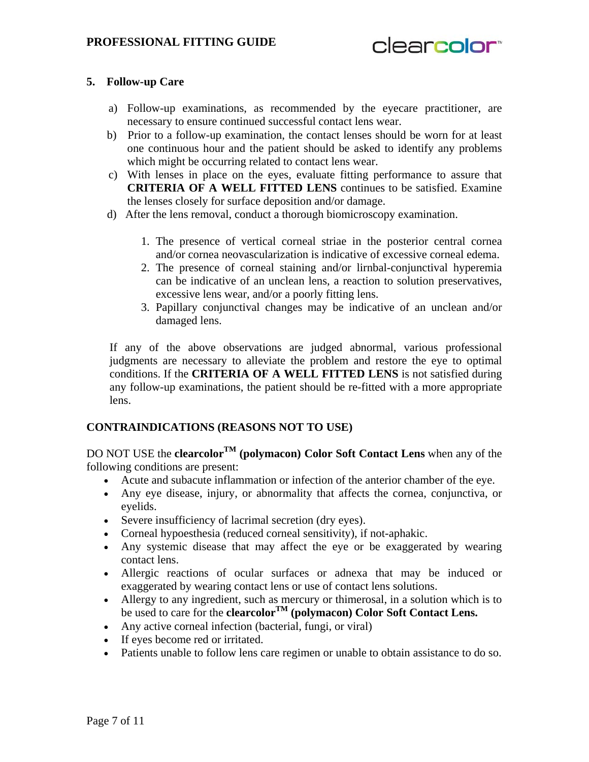### 5. Follow-up Care

a) Follow-up examinations, as recommended by the eyecare practitioner, are necessary to ensure continued successful contact lens wear.

b) Prior to a follow-up examination, the contact lenses should be worn for at least one continuous hour and the patient should be asked to identify any problems which might be occurring related to contact lens wear.

c) With lenses in place on the eyes, evaluate fitting performance to assure that **CRITERIA OF A WELL FITTED LENS** continues to be satisfied. Examine the lenses closely for surface deposition and/or damage.

d) After the lens removal, conduct a thorough biomicroscopy examination.

1. The presence of vertical corneal striae in the posterior central cornea and/or cornea neovascularization is indicative of excessive corneal edema.
2. The presence of corneal staining and/or lirnbal-conjunctival hyperemia can be indicative of an unclean lens, a reaction to solution preservatives, excessive lens wear, and/or a poorly fitting lens.
3. Papillary conjunctival changes may be indicative of an unclean and/or damaged lens.

If any of the above observations are judged abnormal, various professional judgments are necessary to alleviate the problem and restore the eye to optimal conditions. If the **CRITERIA OF A WELL FITTED LENS** is not satisfied during any follow-up examinations, the patient should be re-fitted with a more appropriate lens.

## CONTRAINDICATIONS (REASONS NOT TO USE)

DO NOT USE the **clearcolor™ (polymacon) Color Soft Contact Lens** when any of the following conditions are present:

- Acute and subacute inflammation or infection of the anterior chamber of the eye.
- Any eye disease, injury, or abnormality that affects the cornea, conjunctiva, or eyelids.
- Severe insufficiency of lacrimal secretion (dry eyes).
- Corneal hypoesthesia (reduced corneal sensitivity), if not-aphakic.
- Any systemic disease that may affect the eye or be exaggerated by wearing contact lens.
- Allergic reactions of ocular surfaces or adnexa that may be induced or exaggerated by wearing contact lens or use of contact lens solutions.
- Allergy to any ingredient, such as mercury or thimerosal, in a solution which is to be used to care for the **clearcolor™ (polymacon) Color Soft Contact Lens.**
- Any active corneal infection (bacterial, fungi, or viral)
- If eyes become red or irritated.
- Patients unable to follow lens care regimen or unable to obtain assistance to do so.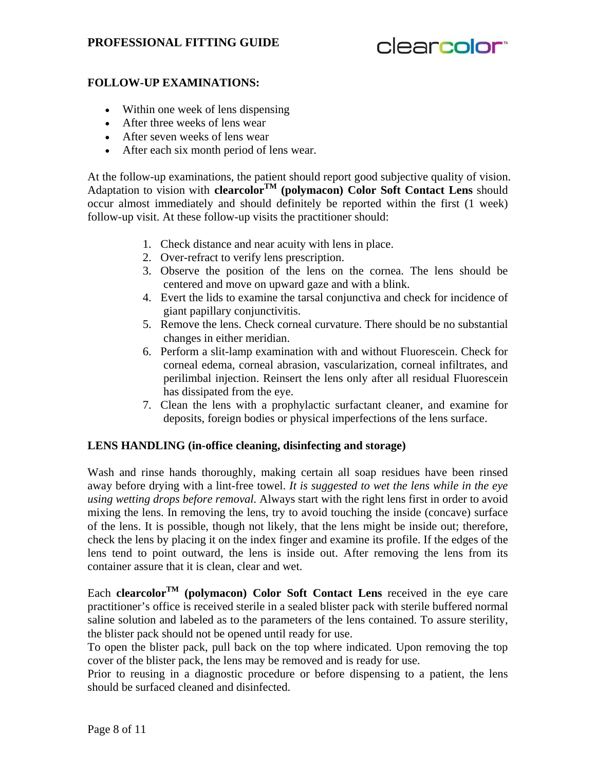## FOLLOW-UP EXAMINATIONS:

- Within one week of lens dispensing
- After three weeks of lens wear
- After seven weeks of lens wear
- After each six month period of lens wear.

At the follow-up examinations, the patient should report good subjective quality of vision. Adaptation to vision with **clearcolor™ (polymacon) Color Soft Contact Lens** should occur almost immediately and should definitely be reported within the first (1 week) follow-up visit. At these follow-up visits the practitioner should:

1. Check distance and near acuity with lens in place.
2. Over-refract to verify lens prescription.
3. Observe the position of the lens on the cornea. The lens should be centered and move on upward gaze and with a blink.
4. Evert the lids to examine the tarsal conjunctiva and check for incidence of giant papillary conjunctivitis.
5. Remove the lens. Check corneal curvature. There should be no substantial changes in either meridian.
6. Perform a slit-lamp examination with and without Fluorescein. Check for corneal edema, corneal abrasion, vascularization, corneal infiltrates, and perilimbal injection. Reinsert the lens only after all residual Fluorescein has dissipated from the eye.
7. Clean the lens with a prophylactic surfactant cleaner, and examine for deposits, foreign bodies or physical imperfections of the lens surface.

## LENS HANDLING (in-office cleaning, disinfecting and storage)

Wash and rinse hands thoroughly, making certain all soap residues have been rinsed away before drying with a lint-free towel. *It is suggested to wet the lens while in the eye using wetting drops before removal.* Always start with the right lens first in order to avoid mixing the lens. In removing the lens, try to avoid touching the inside (concave) surface of the lens. It is possible, though not likely, that the lens might be inside out; therefore, check the lens by placing it on the index finger and examine its profile. If the edges of the lens tend to point outward, the lens is inside out. After removing the lens from its container assure that it is clean, clear and wet.

Each **clearcolor™ (polymacon) Color Soft Contact Lens** received in the eye care practitioner's office is received sterile in a sealed blister pack with sterile buffered normal saline solution and labeled as to the parameters of the lens contained. To assure sterility, the blister pack should not be opened until ready for use.

To open the blister pack, pull back on the top where indicated. Upon removing the top cover of the blister pack, the lens may be removed and is ready for use.

Prior to reusing in a diagnostic procedure or before dispensing to a patient, the lens should be surfaced cleaned and disinfected.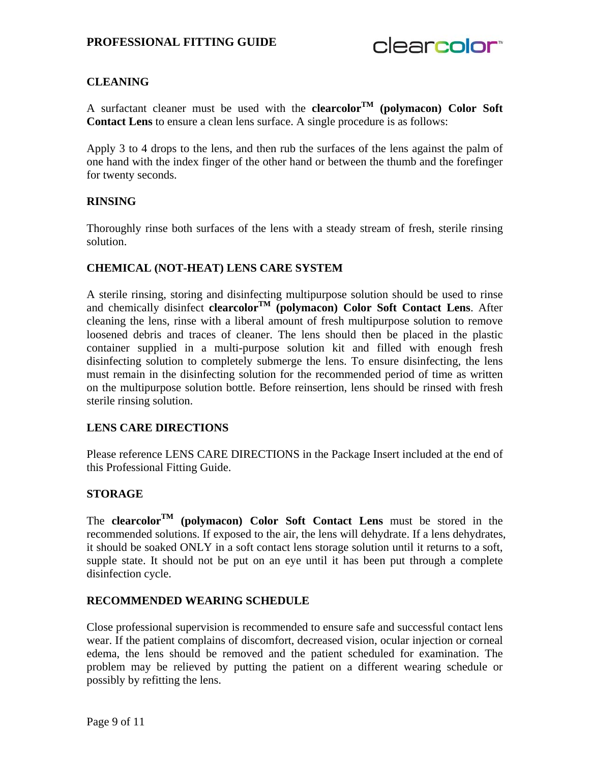## CLEANING

A surfactant cleaner must be used with the **clearcolor™ (polymacon) Color Soft Contact Lens** to ensure a clean lens surface. A single procedure is as follows:

Apply 3 to 4 drops to the lens, and then rub the surfaces of the lens against the palm of one hand with the index finger of the other hand or between the thumb and the forefinger for twenty seconds.

## RINSING

Thoroughly rinse both surfaces of the lens with a steady stream of fresh, sterile rinsing solution.

## CHEMICAL (NOT-HEAT) LENS CARE SYSTEM

A sterile rinsing, storing and disinfecting multipurpose solution should be used to rinse and chemically disinfect **clearcolor™ (polymacon) Color Soft Contact Lens**. After cleaning the lens, rinse with a liberal amount of fresh multipurpose solution to remove loosened debris and traces of cleaner. The lens should then be placed in the plastic container supplied in a multi-purpose solution kit and filled with enough fresh disinfecting solution to completely submerge the lens. To ensure disinfecting, the lens must remain in the disinfecting solution for the recommended period of time as written on the multipurpose solution bottle. Before reinsertion, lens should be rinsed with fresh sterile rinsing solution.

## LENS CARE DIRECTIONS

Please reference LENS CARE DIRECTIONS in the Package Insert included at the end of this Professional Fitting Guide.

## STORAGE

The **clearcolor™ (polymacon) Color Soft Contact Lens** must be stored in the recommended solutions. If exposed to the air, the lens will dehydrate. If a lens dehydrates, it should be soaked ONLY in a soft contact lens storage solution until it returns to a soft, supple state. It should not be put on an eye until it has been put through a complete disinfection cycle.

## RECOMMENDED WEARING SCHEDULE

Close professional supervision is recommended to ensure safe and successful contact lens wear. If the patient complains of discomfort, decreased vision, ocular injection or corneal edema, the lens should be removed and the patient scheduled for examination. The problem may be relieved by putting the patient on a different wearing schedule or possibly by refitting the lens.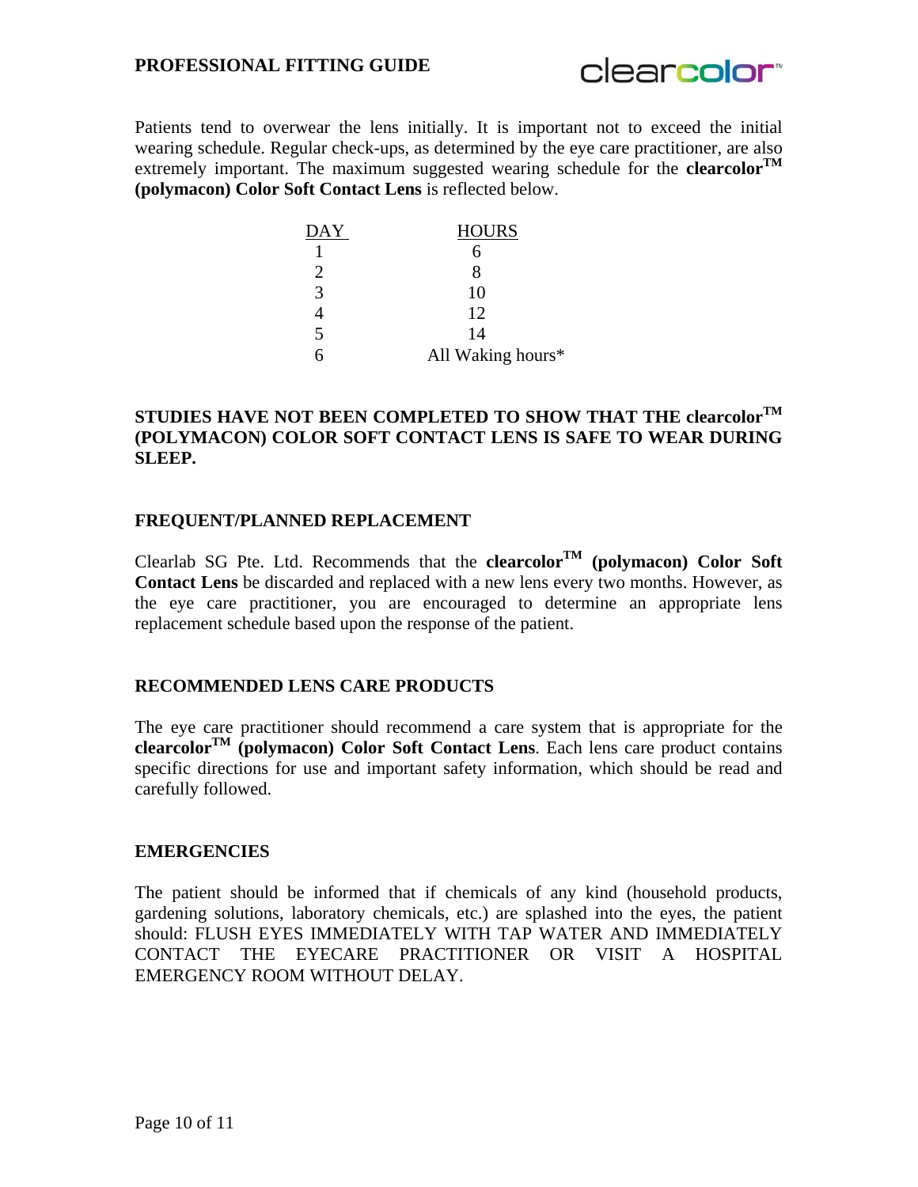Patients tend to overwear the lens initially. It is important not to exceed the initial wearing schedule. Regular check-ups, as determined by the eye care practitioner, are also extremely important. The maximum suggested wearing schedule for the **clearcolor™ (polymacon) Color Soft Contact Lens** is reflected below.

| DAY | HOURS |
|---|---|
| 1 | 6 |
| 2 | 8 |
| 3 | 10 |
| 4 | 12 |
| 5 | 14 |
| 6 | All Waking hours* |

**STUDIES HAVE NOT BEEN COMPLETED TO SHOW THAT THE clearcolor™ (POLYMACON) COLOR SOFT CONTACT LENS IS SAFE TO WEAR DURING SLEEP.**

## FREQUENT/PLANNED REPLACEMENT

Clearlab SG Pte. Ltd. Recommends that the **clearcolor™ (polymacon) Color Soft Contact Lens** be discarded and replaced with a new lens every two months. However, as the eye care practitioner, you are encouraged to determine an appropriate lens replacement schedule based upon the response of the patient.

## RECOMMENDED LENS CARE PRODUCTS

The eye care practitioner should recommend a care system that is appropriate for the **clearcolor™ (polymacon) Color Soft Contact Lens**. Each lens care product contains specific directions for use and important safety information, which should be read and carefully followed.

## EMERGENCIES

The patient should be informed that if chemicals of any kind (household products, gardening solutions, laboratory chemicals, etc.) are splashed into the eyes, the patient should: FLUSH EYES IMMEDIATELY WITH TAP WATER AND IMMEDIATELY CONTACT THE EYECARE PRACTITIONER OR VISIT A HOSPITAL EMERGENCY ROOM WITHOUT DELAY.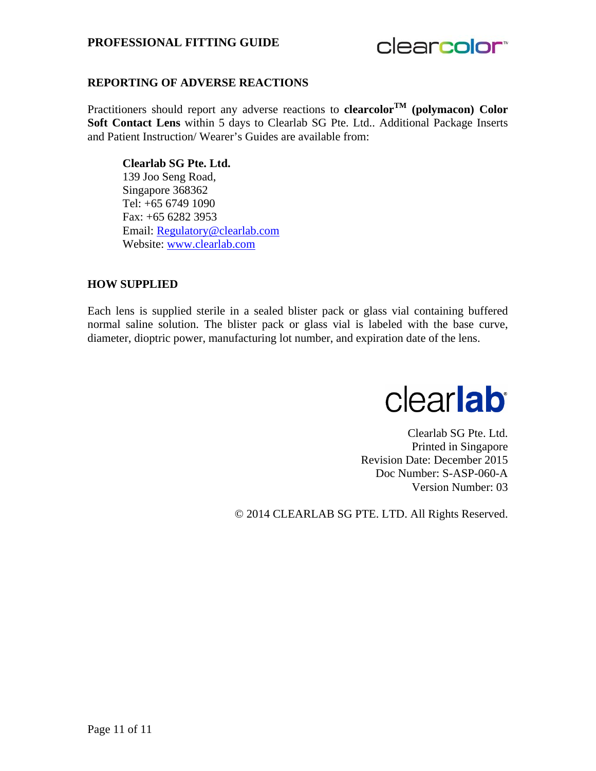## REPORTING OF ADVERSE REACTIONS

Practitioners should report any adverse reactions to **clearcolor™ (polymacon) Color Soft Contact Lens** within 5 days to Clearlab SG Pte. Ltd.. Additional Package Inserts and Patient Instruction/ Wearer's Guides are available from:

> **Clearlab SG Pte. Ltd.**
> 139 Joo Seng Road,
> Singapore 368362
> Tel: +65 6749 1090
> Fax: +65 6282 3953
> Email: Regulatory@clearlab.com
> Website: www.clearlab.com

## HOW SUPPLIED

Each lens is supplied sterile in a sealed blister pack or glass vial containing buffered normal saline solution. The blister pack or glass vial is labeled with the base curve, diameter, dioptric power, manufacturing lot number, and expiration date of the lens.

clearlab

Clearlab SG Pte. Ltd.
Printed in Singapore
Revision Date: December 2015
Doc Number: S-ASP-060-A
Version Number: 03

© 2014 CLEARLAB SG PTE. LTD. All Rights Reserved.